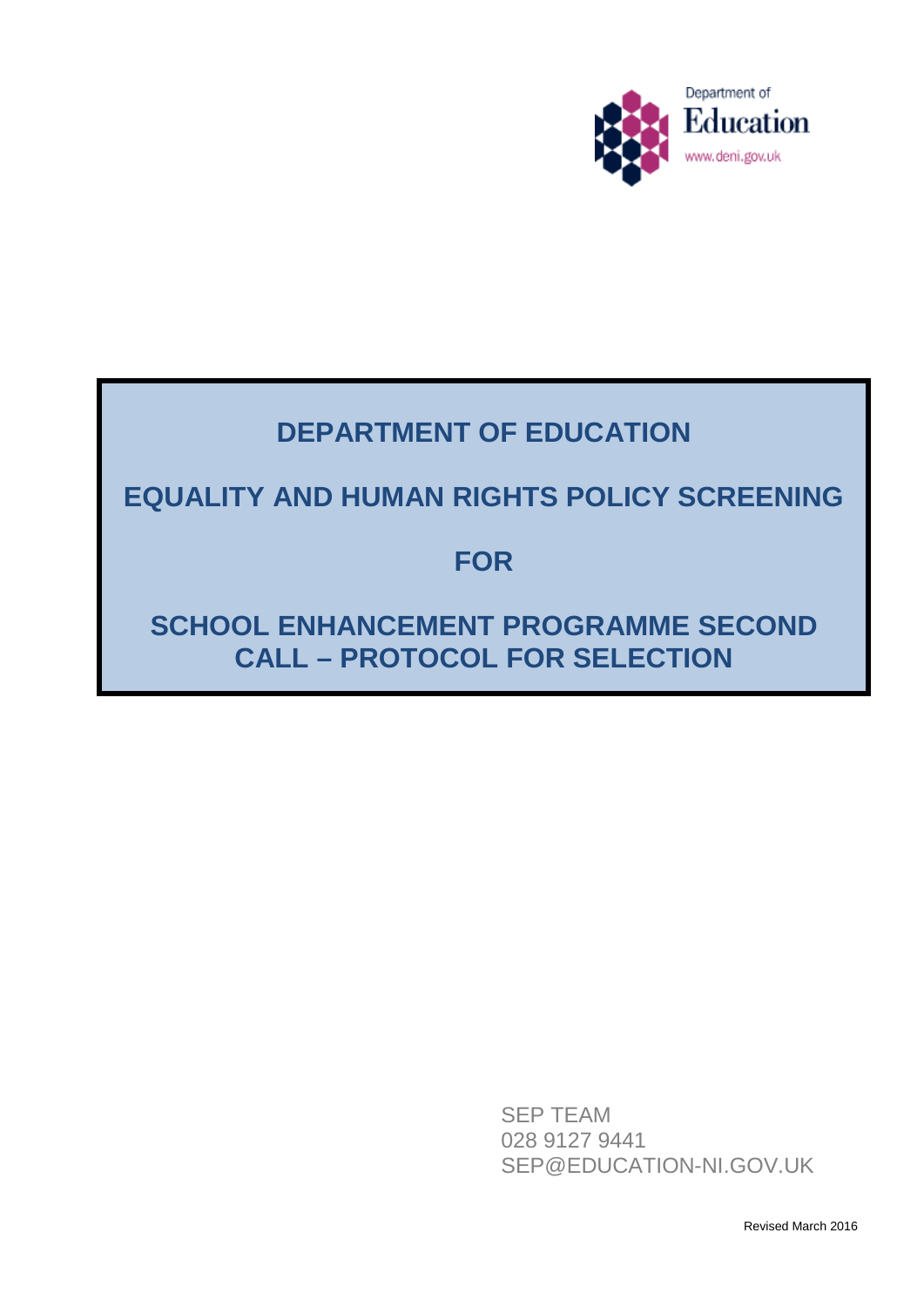Department of
Education
www.deni.gov.uk

# DEPARTMENT OF EDUCATION

# EQUALITY AND HUMAN RIGHTS POLICY SCREENING

# FOR

# SCHOOL ENHANCEMENT PROGRAMME SECOND CALL – PROTOCOL FOR SELECTION

SEP TEAM
028 9127 9441
SEP@EDUCATION-NI.GOV.UK

Revised March 2016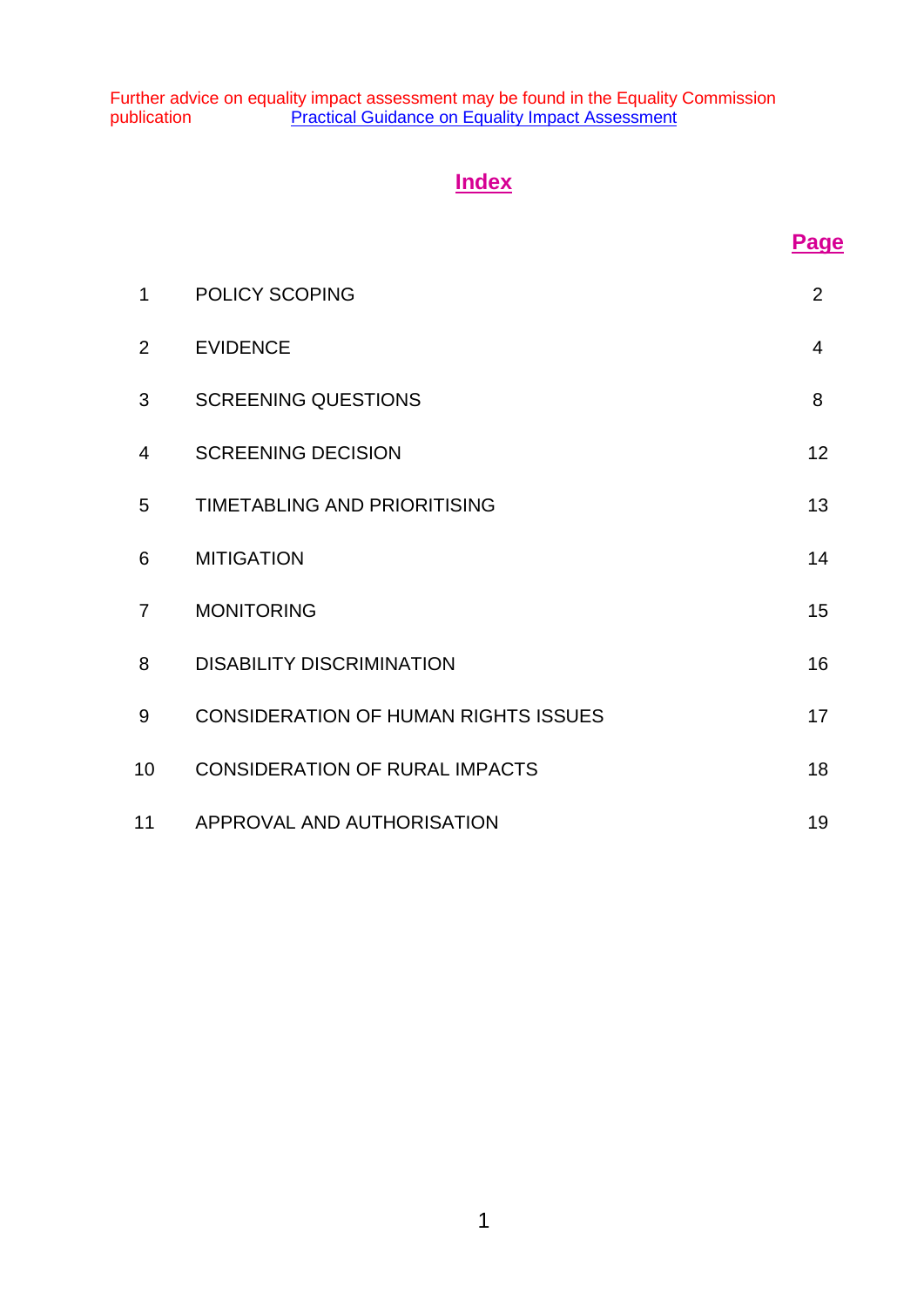Further advice on equality impact assessment may be found in the Equality Commission publication [Practical Guidance on Equality Impact Assessment]

## Index

| | | Page |
|---|---|---|
| 1 | POLICY SCOPING | 2 |
| 2 | EVIDENCE | 4 |
| 3 | SCREENING QUESTIONS | 8 |
| 4 | SCREENING DECISION | 12 |
| 5 | TIMETABLING AND PRIORITISING | 13 |
| 6 | MITIGATION | 14 |
| 7 | MONITORING | 15 |
| 8 | DISABILITY DISCRIMINATION | 16 |
| 9 | CONSIDERATION OF HUMAN RIGHTS ISSUES | 17 |
| 10 | CONSIDERATION OF RURAL IMPACTS | 18 |
| 11 | APPROVAL AND AUTHORISATION | 19 |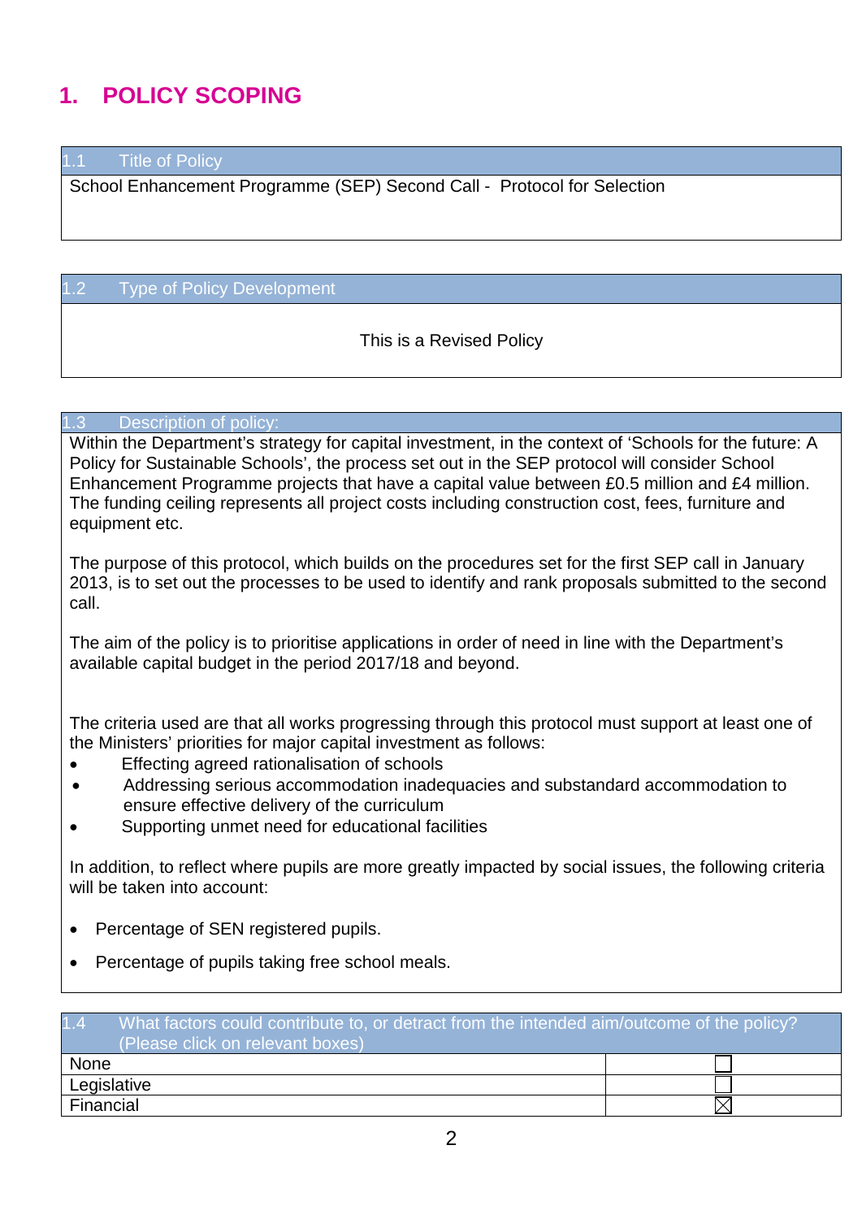# 1. POLICY SCOPING

| 1.1 Title of Policy |
|---|
| School Enhancement Programme (SEP) Second Call - Protocol for Selection |

| 1.2 Type of Policy Development |
|---|
| This is a Revised Policy |

| 1.3 Description of policy: |
|---|
| Within the Department's strategy for capital investment, in the context of 'Schools for the future: A Policy for Sustainable Schools', the process set out in the SEP protocol will consider School Enhancement Programme projects that have a capital value between £0.5 million and £4 million. The funding ceiling represents all project costs including construction cost, fees, furniture and equipment etc.<br><br>The purpose of this protocol, which builds on the procedures set for the first SEP call in January 2013, is to set out the processes to be used to identify and rank proposals submitted to the second call.<br><br>The aim of the policy is to prioritise applications in order of need in line with the Department's available capital budget in the period 2017/18 and beyond.<br><br>The criteria used are that all works progressing through this protocol must support at least one of the Ministers' priorities for major capital investment as follows:<br>• Effecting agreed rationalisation of schools<br>• Addressing serious accommodation inadequacies and substandard accommodation to ensure effective delivery of the curriculum<br>• Supporting unmet need for educational facilities<br><br>In addition, to reflect where pupils are more greatly impacted by social issues, the following criteria will be taken into account:<br><br>• Percentage of SEN registered pupils.<br><br>• Percentage of pupils taking free school meals. |

| 1.4 What factors could contribute to, or detract from the intended aim/outcome of the policy? (Please click on relevant boxes) | |
|---|---|
| None | ☐ |
| Legislative | ☐ |
| Financial | ☒ |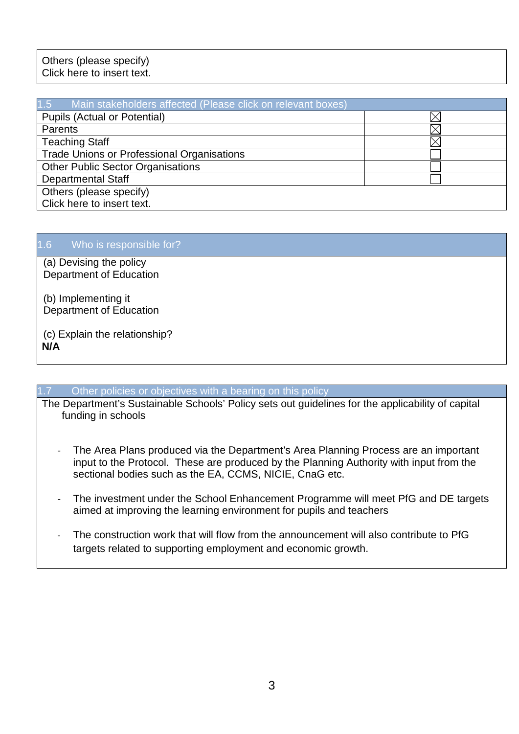| Others (please specify) Click here to insert text. |
|---|

| 1.5 Main stakeholders affected (Please click on relevant boxes) | |
|---|---|
| Pupils (Actual or Potential) | ☒ |
| Parents | ☒ |
| Teaching Staff | ☒ |
| Trade Unions or Professional Organisations | ☐ |
| Other Public Sector Organisations | ☐ |
| Departmental Staff | ☐ |
| Others (please specify) Click here to insert text. | |

| 1.6 Who is responsible for? |
|---|
| (a) Devising the policy<br>Department of Education<br><br>(b) Implementing it<br>Department of Education<br><br>(c) Explain the relationship?<br>**N/A** |

| 1.7 Other policies or objectives with a bearing on this policy |
|---|
| The Department's Sustainable Schools' Policy sets out guidelines for the applicability of capital funding in schools<br><br>- The Area Plans produced via the Department's Area Planning Process are an important input to the Protocol. These are produced by the Planning Authority with input from the sectional bodies such as the EA, CCMS, NICIE, CnaG etc.<br>- The investment under the School Enhancement Programme will meet PfG and DE targets aimed at improving the learning environment for pupils and teachers<br>- The construction work that will flow from the announcement will also contribute to PfG targets related to supporting employment and economic growth. |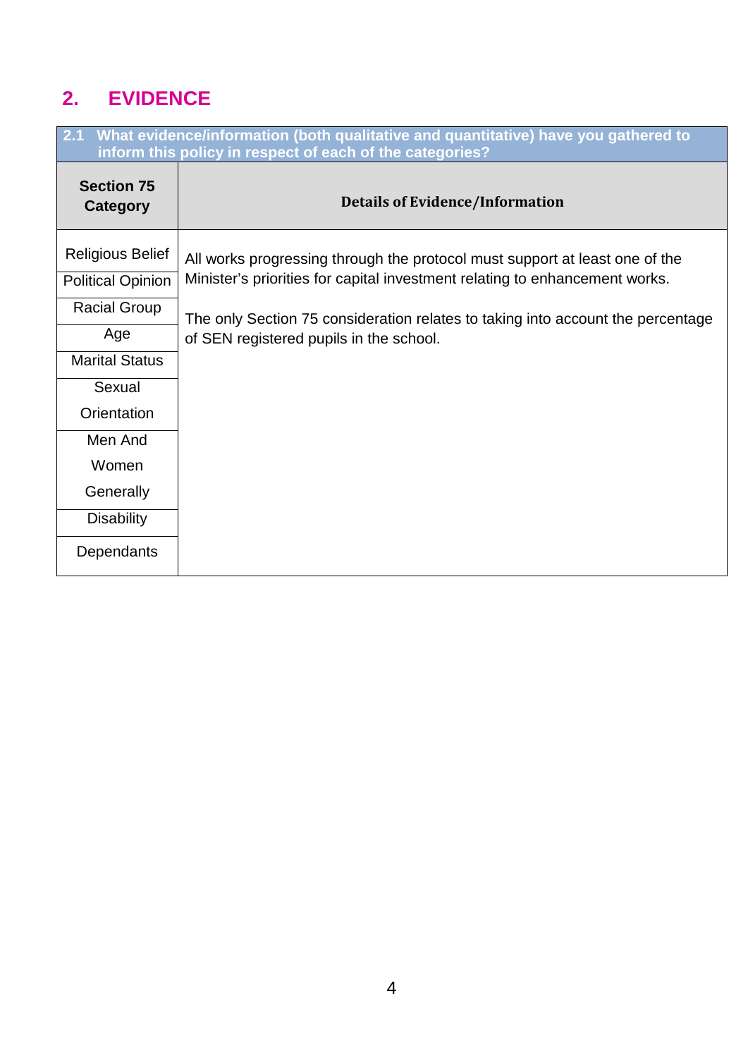## 2. EVIDENCE

| 2.1 What evidence/information (both qualitative and quantitative) have you gathered to inform this policy in respect of each of the categories? | |
|---|---|
| **Section 75 Category** | **Details of Evidence/Information** |
| Religious Belief | All works progressing through the protocol must support at least one of the Minister's priorities for capital investment relating to enhancement works.<br><br>The only Section 75 consideration relates to taking into account the percentage of SEN registered pupils in the school. |
| Political Opinion | |
| Racial Group | |
| Age | |
| Marital Status | |
| Sexual Orientation | |
| Men And Women Generally | |
| Disability | |
| Dependants | |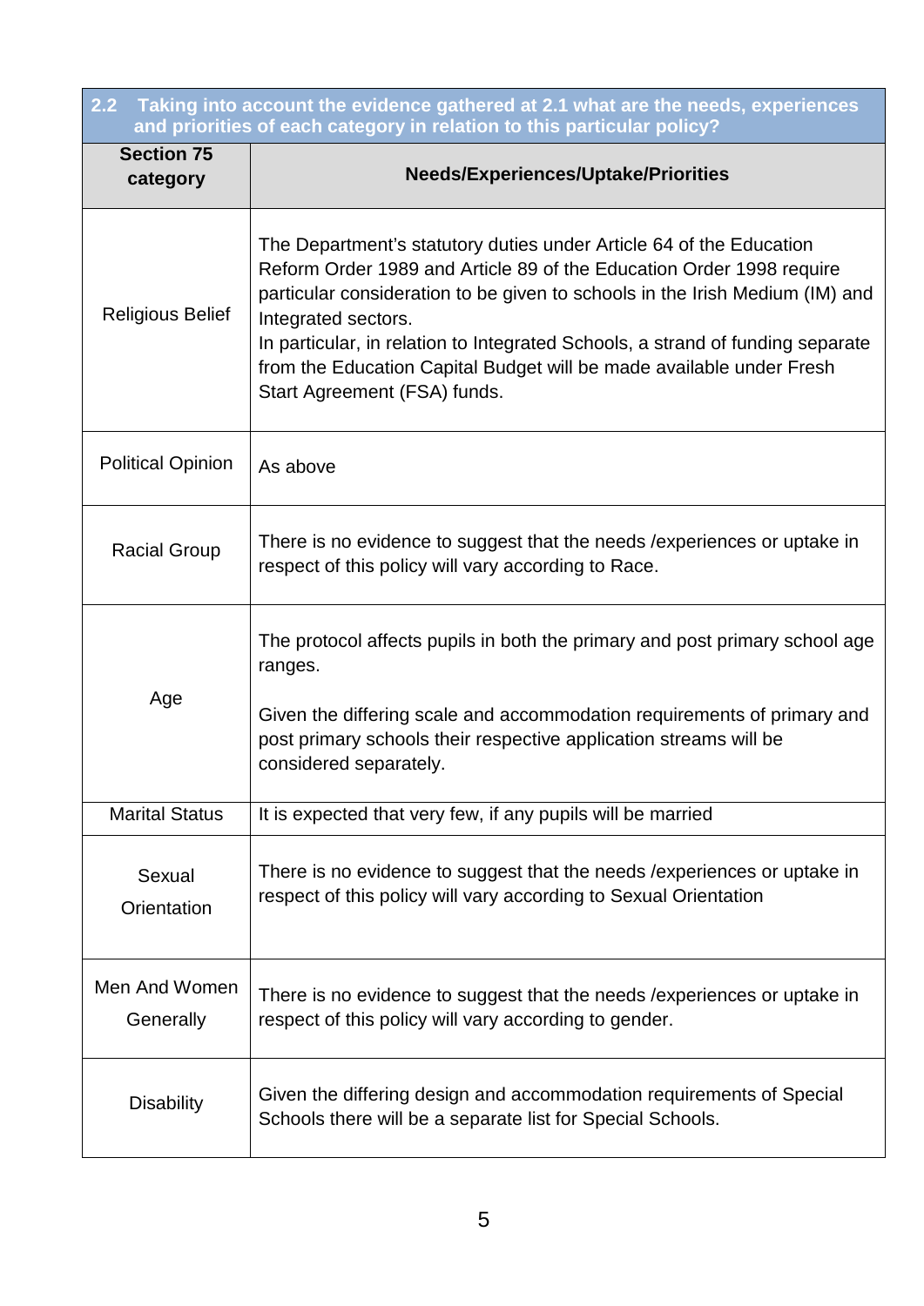| 2.2 Taking into account the evidence gathered at 2.1 what are the needs, experiences and priorities of each category in relation to this particular policy? | |
|---|---|
| **Section 75 category** | **Needs/Experiences/Uptake/Priorities** |
| Religious Belief | The Department's statutory duties under Article 64 of the Education Reform Order 1989 and Article 89 of the Education Order 1998 require particular consideration to be given to schools in the Irish Medium (IM) and Integrated sectors.<br>In particular, in relation to Integrated Schools, a strand of funding separate from the Education Capital Budget will be made available under Fresh Start Agreement (FSA) funds. |
| Political Opinion | As above |
| Racial Group | There is no evidence to suggest that the needs /experiences or uptake in respect of this policy will vary according to Race. |
| Age | The protocol affects pupils in both the primary and post primary school age ranges.<br><br>Given the differing scale and accommodation requirements of primary and post primary schools their respective application streams will be considered separately. |
| Marital Status | It is expected that very few, if any pupils will be married |
| Sexual Orientation | There is no evidence to suggest that the needs /experiences or uptake in respect of this policy will vary according to Sexual Orientation |
| Men And Women Generally | There is no evidence to suggest that the needs /experiences or uptake in respect of this policy will vary according to gender. |
| Disability | Given the differing design and accommodation requirements of Special Schools there will be a separate list for Special Schools. |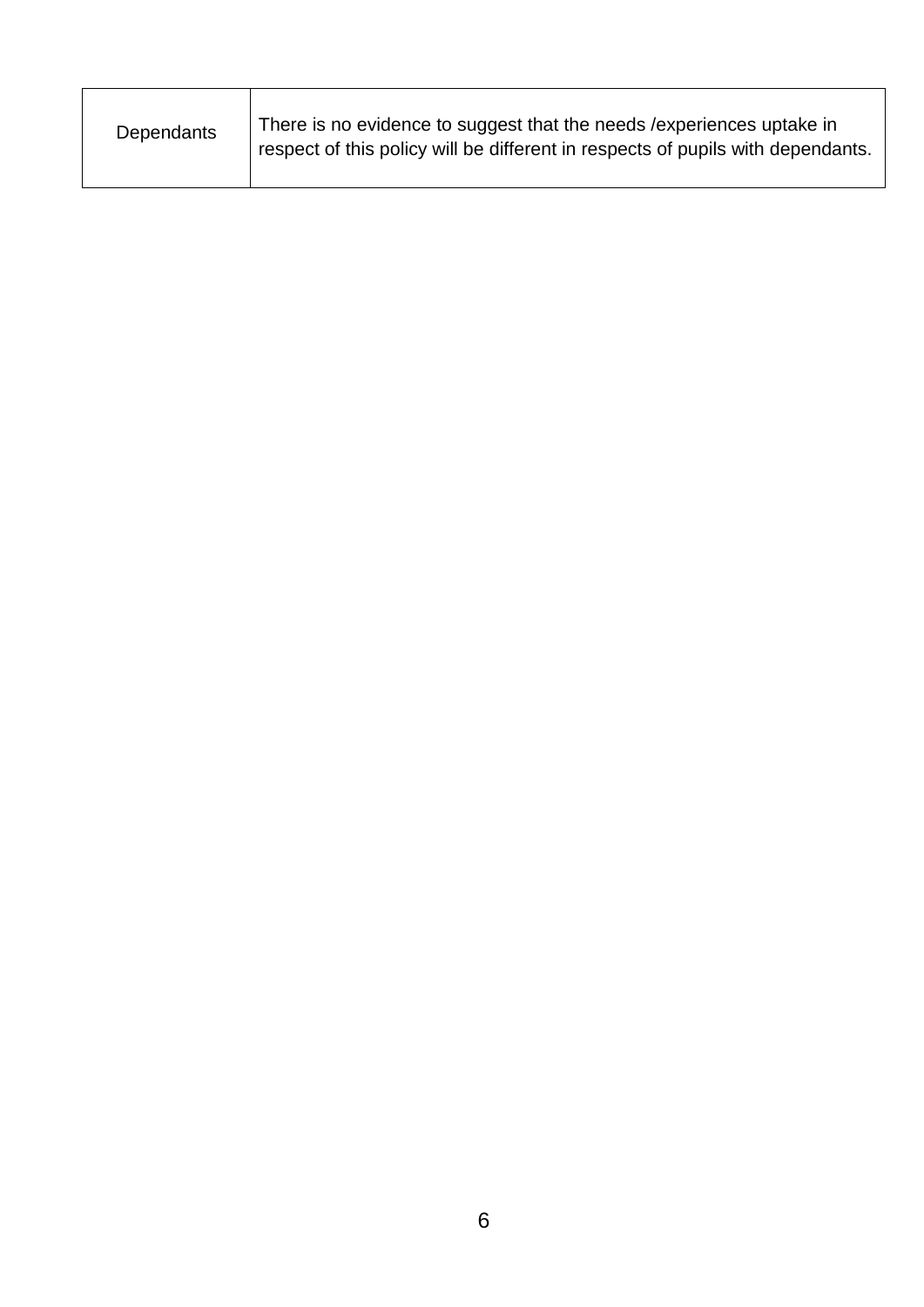| Dependants | There is no evidence to suggest that the needs /experiences uptake in respect of this policy will be different in respects of pupils with dependants. |
|---|---|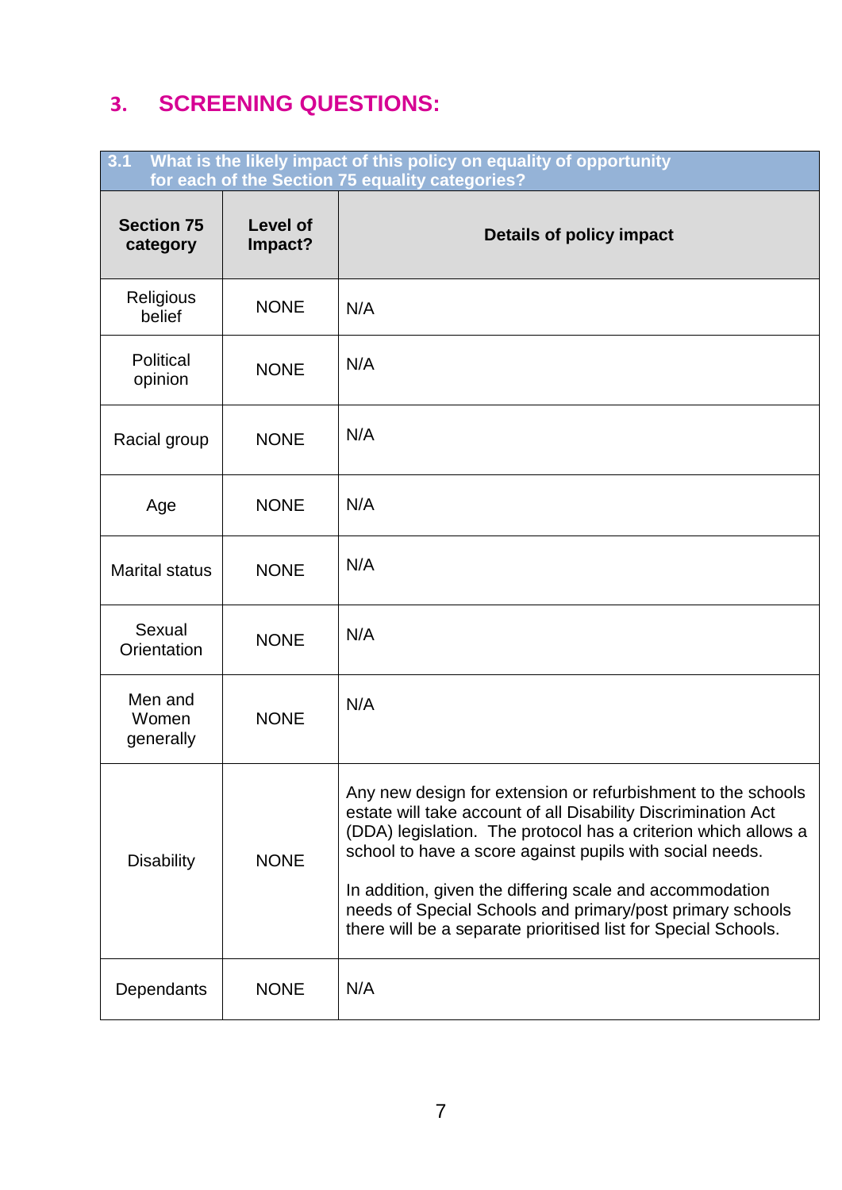## 3. SCREENING QUESTIONS:

| 3.1 What is the likely impact of this policy on equality of opportunity for each of the Section 75 equality categories? | | |
|---|---|---|
| **Section 75 category** | **Level of Impact?** | **Details of policy impact** |
| Religious belief | NONE | N/A |
| Political opinion | NONE | N/A |
| Racial group | NONE | N/A |
| Age | NONE | N/A |
| Marital status | NONE | N/A |
| Sexual Orientation | NONE | N/A |
| Men and Women generally | NONE | N/A |
| Disability | NONE | Any new design for extension or refurbishment to the schools estate will take account of all Disability Discrimination Act (DDA) legislation. The protocol has a criterion which allows a school to have a score against pupils with social needs.<br><br>In addition, given the differing scale and accommodation needs of Special Schools and primary/post primary schools there will be a separate prioritised list for Special Schools. |
| Dependants | NONE | N/A |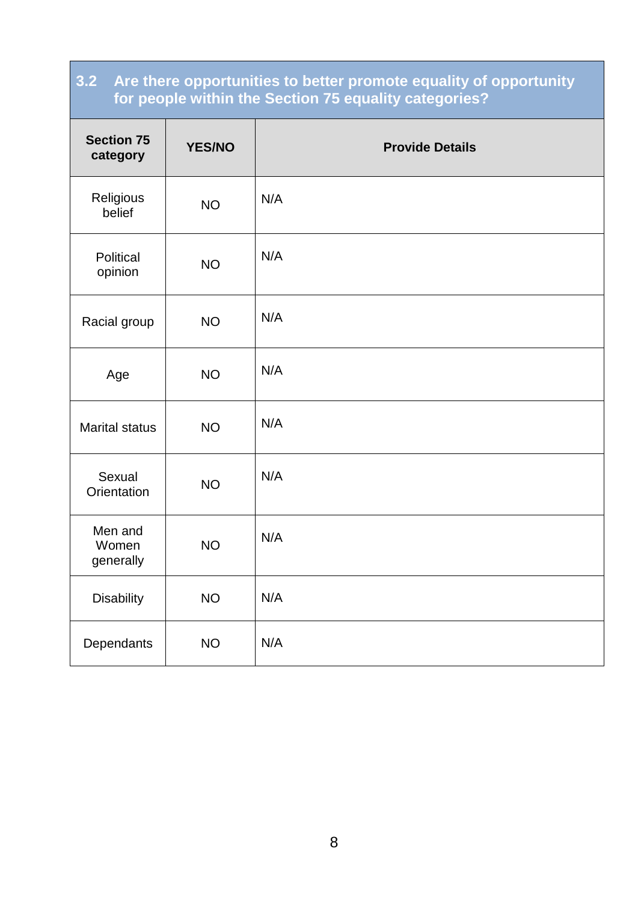| 3.2 Are there opportunities to better promote equality of opportunity for people within the Section 75 equality categories? | | |
|---|---|---|
| **Section 75 category** | **YES/NO** | **Provide Details** |
| Religious belief | NO | N/A |
| Political opinion | NO | N/A |
| Racial group | NO | N/A |
| Age | NO | N/A |
| Marital status | NO | N/A |
| Sexual Orientation | NO | N/A |
| Men and Women generally | NO | N/A |
| Disability | NO | N/A |
| Dependants | NO | N/A |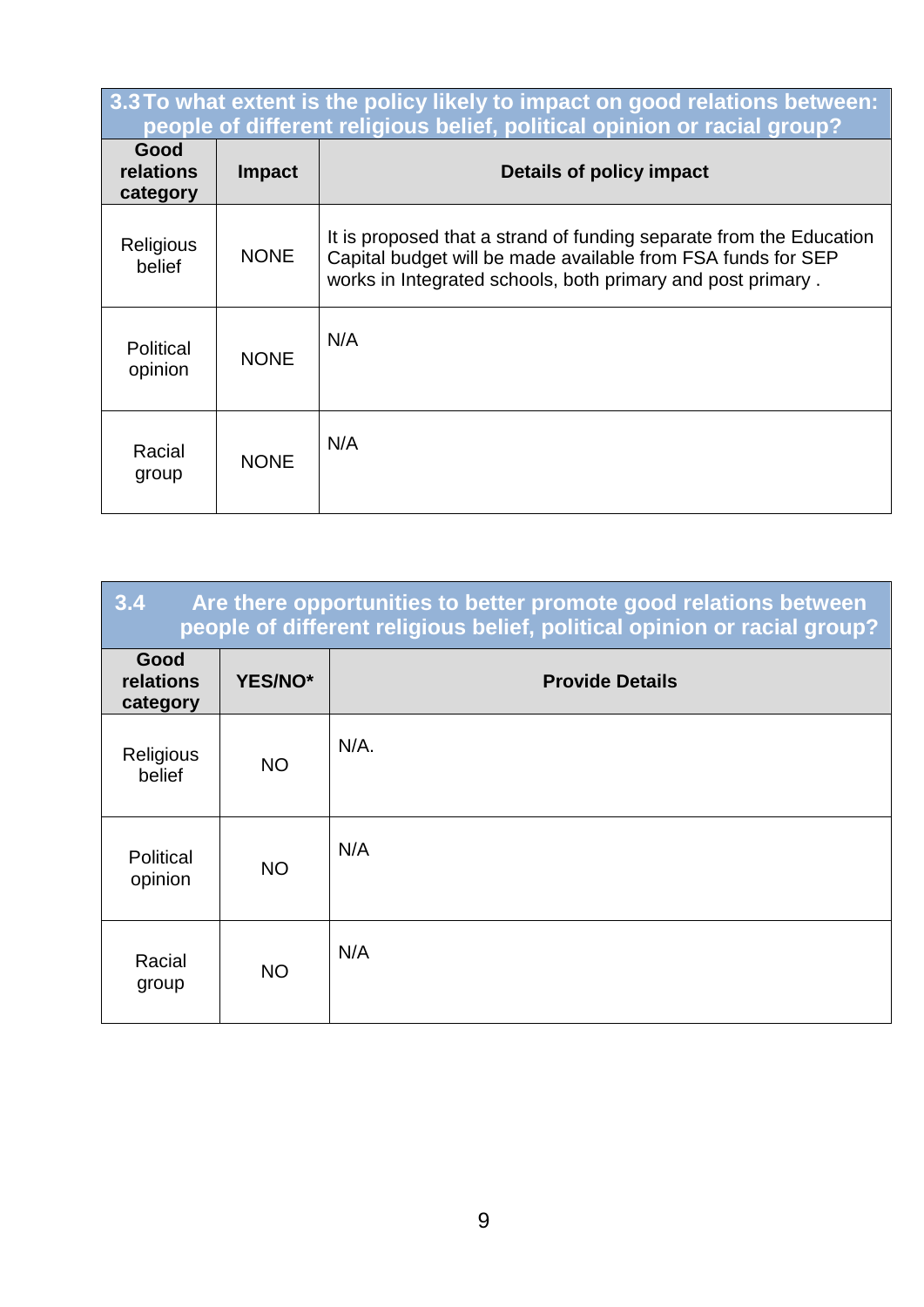| 3.3 To what extent is the policy likely to impact on good relations between: people of different religious belief, political opinion or racial group? | | |
|---|---|---|
| **Good relations category** | **Impact** | **Details of policy impact** |
| Religious belief | NONE | It is proposed that a strand of funding separate from the Education Capital budget will be made available from FSA funds for SEP works in Integrated schools, both primary and post primary . |
| Political opinion | NONE | N/A |
| Racial group | NONE | N/A |

| 3.4 Are there opportunities to better promote good relations between people of different religious belief, political opinion or racial group? | | |
|---|---|---|
| **Good relations category** | **YES/NO*** | **Provide Details** |
| Religious belief | NO | N/A. |
| Political opinion | NO | N/A |
| Racial group | NO | N/A |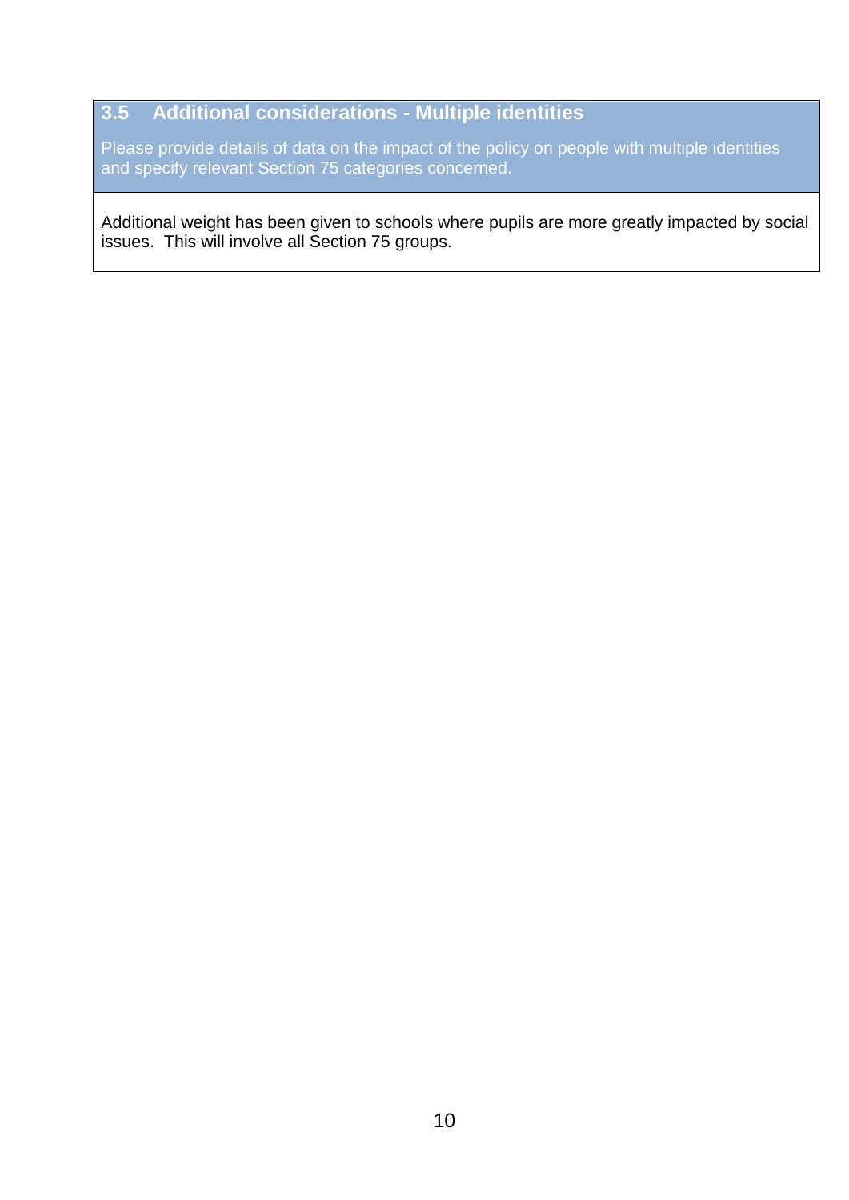## 3.5 Additional considerations - Multiple identities

Please provide details of data on the impact of the policy on people with multiple identities and specify relevant Section 75 categories concerned.

Additional weight has been given to schools where pupils are more greatly impacted by social issues. This will involve all Section 75 groups.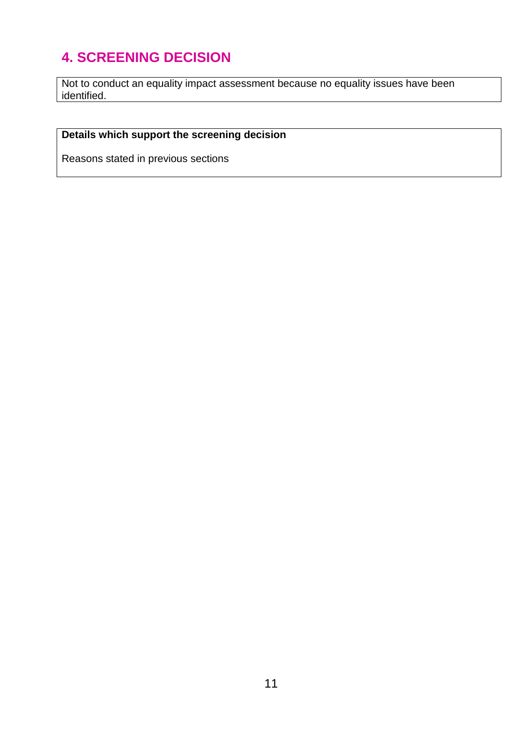## 4. SCREENING DECISION

Not to conduct an equality impact assessment because no equality issues have been identified.

**Details which support the screening decision**

Reasons stated in previous sections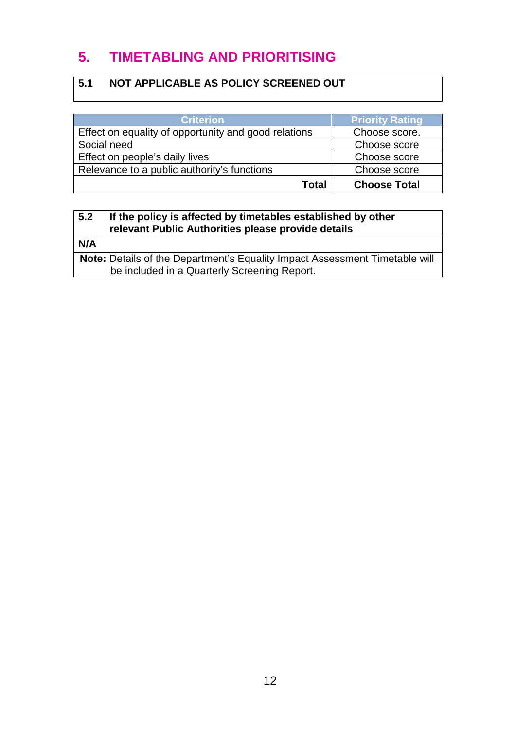## 5. TIMETABLING AND PRIORITISING

| 5.1 | NOT APPLICABLE AS POLICY SCREENED OUT |
|---|---|

| Criterion | Priority Rating |
|---|---|
| Effect on equality of opportunity and good relations | Choose score. |
| Social need | Choose score |
| Effect on people's daily lives | Choose score |
| Relevance to a public authority's functions | Choose score |
| **Total** | **Choose Total** |

| 5.2 | If the policy is affected by timetables established by other relevant Public Authorities please provide details |
|---|---|
| **N/A** | |
| **Note:** Details of the Department's Equality Impact Assessment Timetable will be included in a Quarterly Screening Report. | |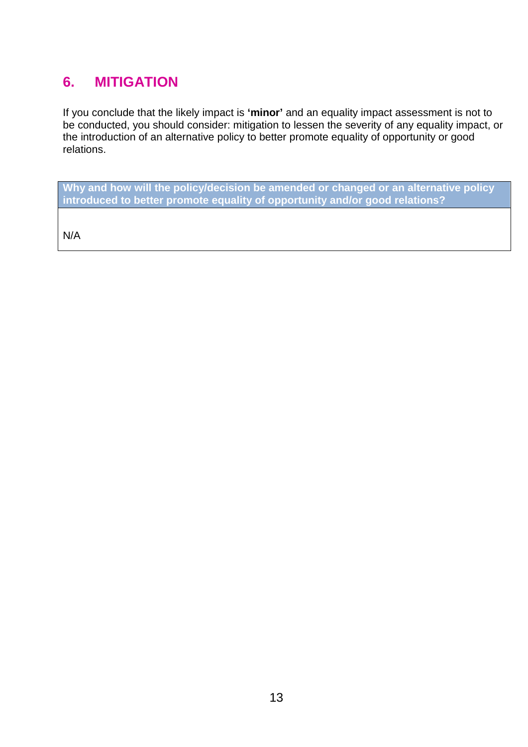## 6. MITIGATION

If you conclude that the likely impact is **'minor'** and an equality impact assessment is not to be conducted, you should consider: mitigation to lessen the severity of any equality impact, or the introduction of an alternative policy to better promote equality of opportunity or good relations.

| **Why and how will the policy/decision be amended or changed or an alternative policy introduced to better promote equality of opportunity and/or good relations?** |
| --- |
| N/A |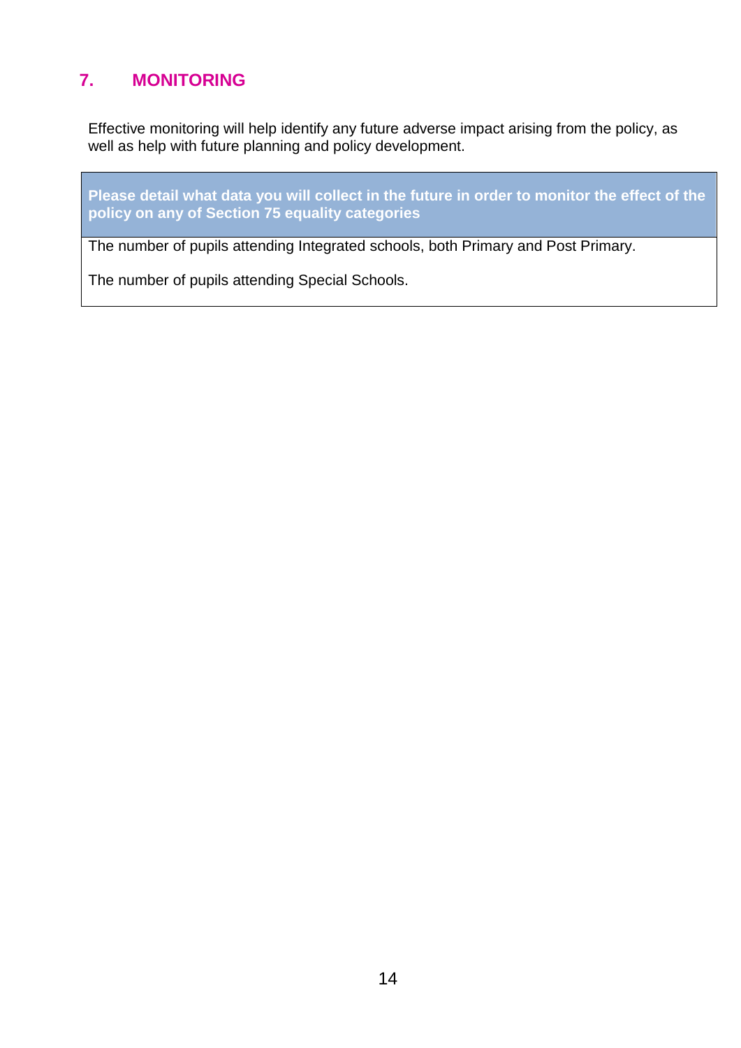## 7. MONITORING

Effective monitoring will help identify any future adverse impact arising from the policy, as well as help with future planning and policy development.

| **Please detail what data you will collect in the future in order to monitor the effect of the policy on any of Section 75 equality categories** |
| --- |
| The number of pupils attending Integrated schools, both Primary and Post Primary.<br><br>The number of pupils attending Special Schools. |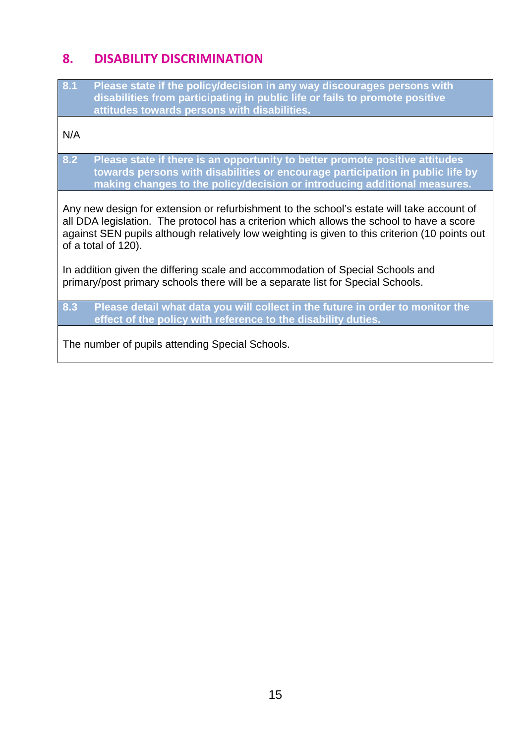## 8. DISABILITY DISCRIMINATION

**8.1 Please state if the policy/decision in any way discourages persons with disabilities from participating in public life or fails to promote positive attitudes towards persons with disabilities.**

N/A

**8.2 Please state if there is an opportunity to better promote positive attitudes towards persons with disabilities or encourage participation in public life by making changes to the policy/decision or introducing additional measures.**

Any new design for extension or refurbishment to the school's estate will take account of all DDA legislation. The protocol has a criterion which allows the school to have a score against SEN pupils although relatively low weighting is given to this criterion (10 points out of a total of 120).

In addition given the differing scale and accommodation of Special Schools and primary/post primary schools there will be a separate list for Special Schools.

**8.3 Please detail what data you will collect in the future in order to monitor the effect of the policy with reference to the disability duties.**

The number of pupils attending Special Schools.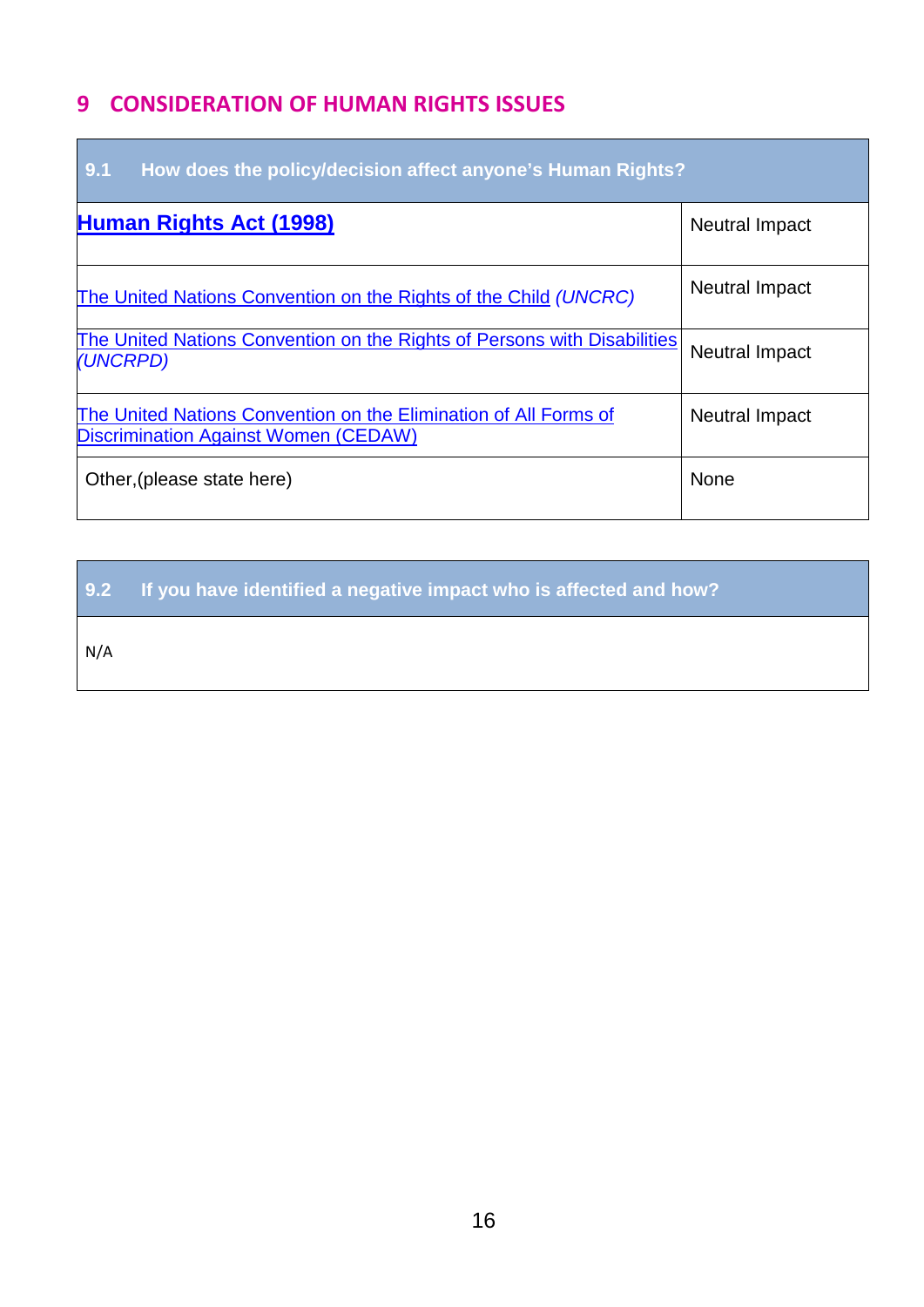## 9 CONSIDERATION OF HUMAN RIGHTS ISSUES

| 9.1 How does the policy/decision affect anyone's Human Rights? | |
|---|---|
| **Human Rights Act (1998)** | Neutral Impact |
| The United Nations Convention on the Rights of the Child *(UNCRC)* | Neutral Impact |
| The United Nations Convention on the Rights of Persons with Disabilities *(UNCRPD)* | Neutral Impact |
| The United Nations Convention on the Elimination of All Forms of Discrimination Against Women (CEDAW) | Neutral Impact |
| Other,(please state here) | None |

| 9.2 If you have identified a negative impact who is affected and how? |
|---|
| N/A |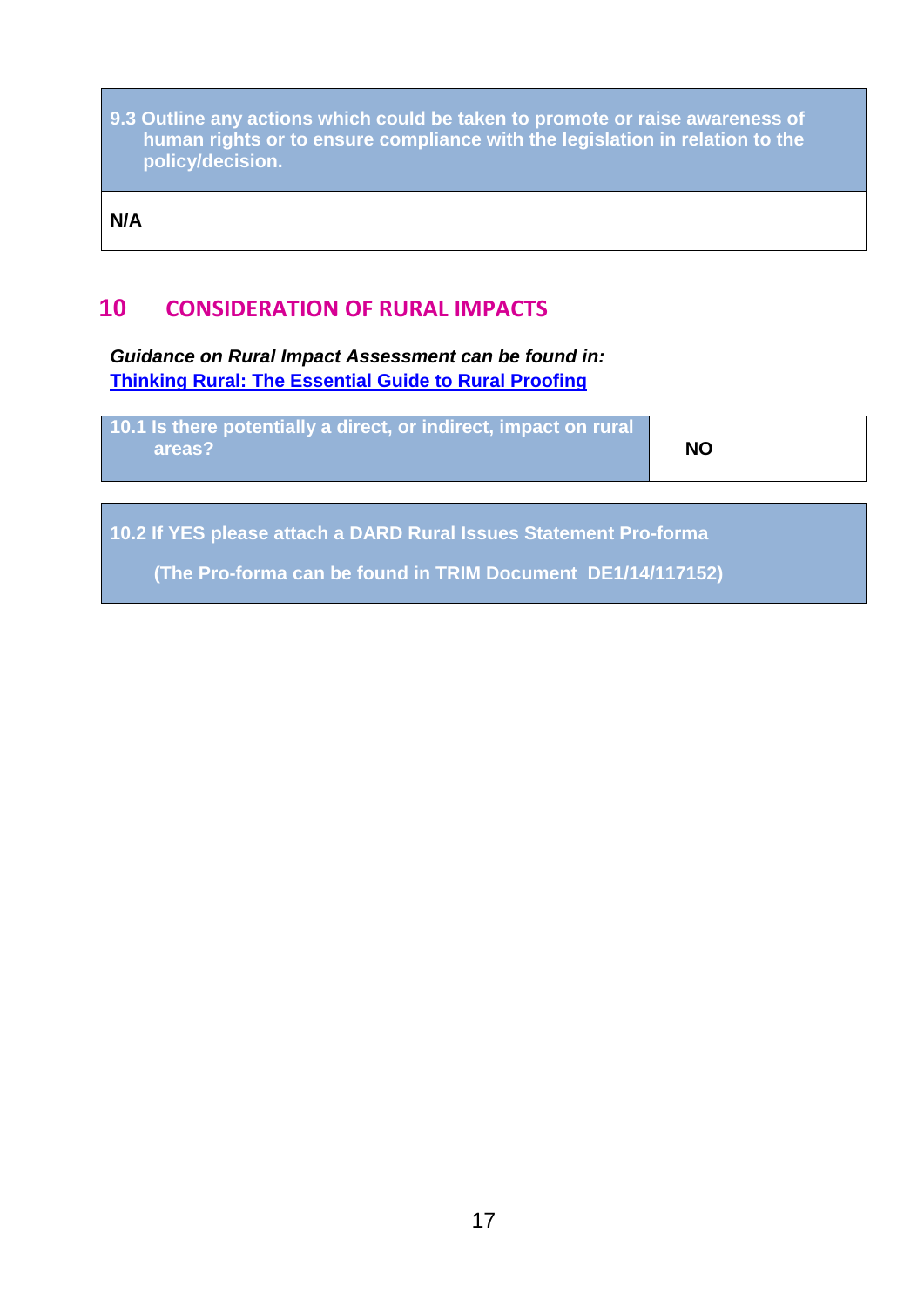| 9.3 Outline any actions which could be taken to promote or raise awareness of human rights or to ensure compliance with the legislation in relation to the policy/decision. |
|---|
| **N/A** |

## 10 CONSIDERATION OF RURAL IMPACTS

***Guidance on Rural Impact Assessment can be found in:***
**[Thinking Rural: The Essential Guide to Rural Proofing]()**

| 10.1 Is there potentially a direct, or indirect, impact on rural areas? | NO |
|---|---|

| 10.2 If YES please attach a DARD Rural Issues Statement Pro-forma<br><br>(The Pro-forma can be found in TRIM Document DE1/14/117152) |
|---|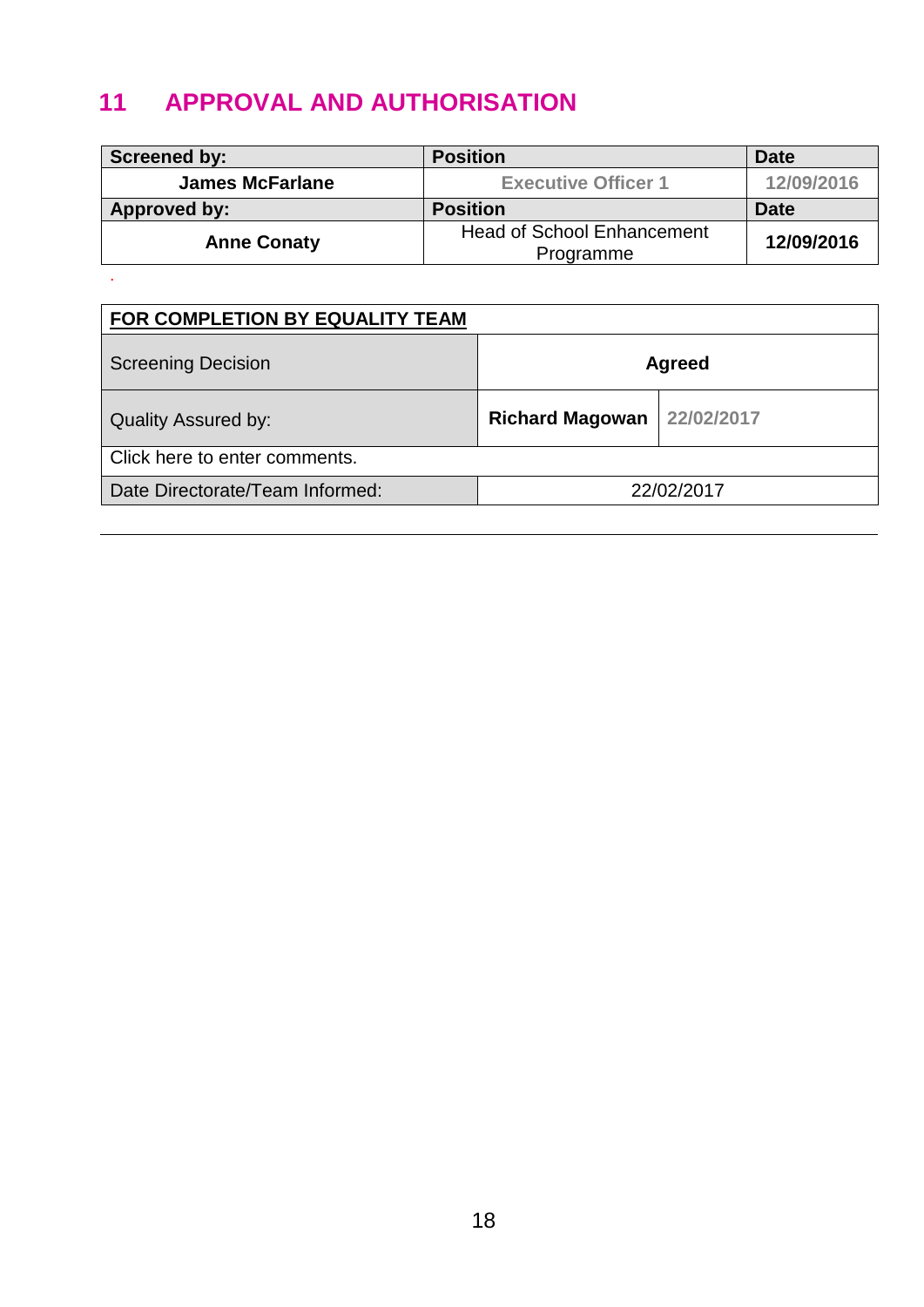## 11 APPROVAL AND AUTHORISATION

| Screened by: | Position | Date |
| --- | --- | --- |
| **James McFarlane** | **Executive Officer 1** | **12/09/2016** |
| **Approved by:** | **Position** | **Date** |
| **Anne Conaty** | Head of School Enhancement Programme | **12/09/2016** |

.

| FOR COMPLETION BY EQUALITY TEAM | | |
| --- | --- | --- |
| Screening Decision | **Agreed** | |
| Quality Assured by: | **Richard Magowan** | **22/02/2017** |
| Click here to enter comments. | | |
| Date Directorate/Team Informed: | 22/02/2017 | |